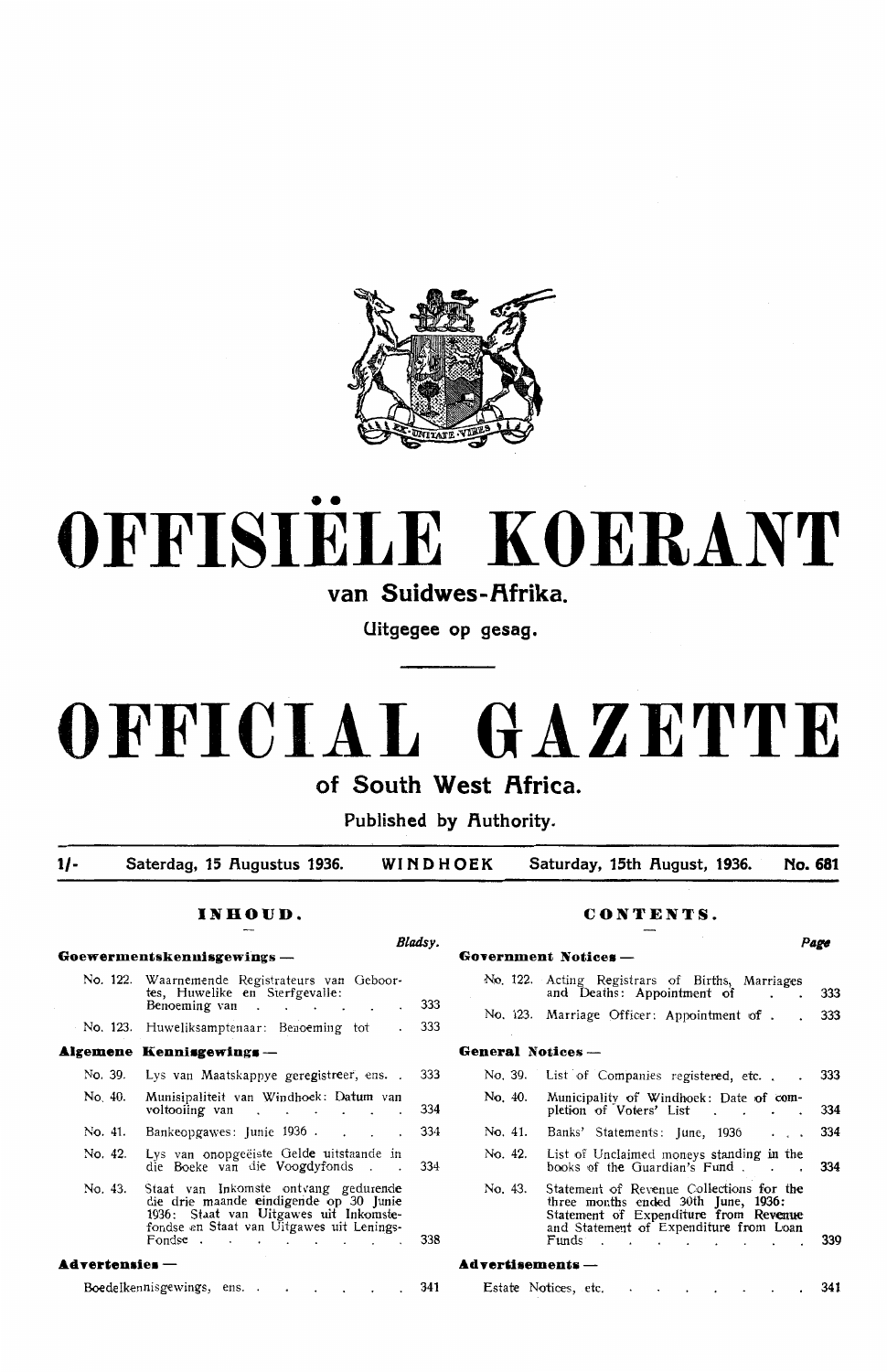# OFFISIËLE KOERANT

## van Suidwes-Afrika.

Uitgegee op gesag.

# OFFICIAL GAZETTE

## of South West Africa.

Published by Authority.

1/- Saterdag, 15 Augustus 1936. WINDHOEK Saturday, 15th August, 1936. No. 681

## INHOUD.

| | | Bladsy. |
|---|---|---|
| **Goewermentskennisgewings —** | | |
| No. 122. | Waarnemende Registrateurs van Geboortes, Huwelike en Sterfgevalle: Benoeming van | 333 |
| No. 123. | Huweliksamptenaar: Benoeming tot | 333 |
| **Algemene Kennisgewings —** | | |
| No. 39. | Lys van Maatskappye geregistreer, ens. | 333 |
| No. 40. | Munisipaliteit van Windhoek: Datum van voltooiing van | 334 |
| No. 41. | Bankeopgawes: Junie 1936 | 334 |
| No. 42. | Lys van onopgeëiste Gelde uitstaande in die Boeke van die Voogdyfonds | 334 |
| No. 43. | Staat van Inkomste ontvang gedurende die drie maande eindigende op 30 Junie 1936: Staat van Uitgawes uit Inkomstefondse en Staat van Uitgawes uit Lenings-Fondse | 338 |
| **Advertensies —** | | |
| | Boedelkennisgewings, ens. | 341 |

## CONTENTS.

| | | Page |
|---|---|---|
| **Government Notices —** | | |
| No. 122. | Acting Registrars of Births, Marriages and Deaths: Appointment of | 333 |
| No. 123. | Marriage Officer: Appointment of | 333 |
| **General Notices —** | | |
| No. 39. | List of Companies registered, etc. | 333 |
| No. 40. | Municipality of Windhoek: Date of completion of Voters' List | 334 |
| No. 41. | Banks' Statements: June, 1936 | 334 |
| No. 42. | List of Unclaimed moneys standing in the books of the Guardian's Fund | 334 |
| No. 43. | Statement of Revenue Collections for the three months ended 30th June, 1936: Statement of Expenditure from Revenue and Statement of Expenditure from Loan Funds | 339 |
| **Advertisements —** | | |
| | Estate Notices, etc. | 341 |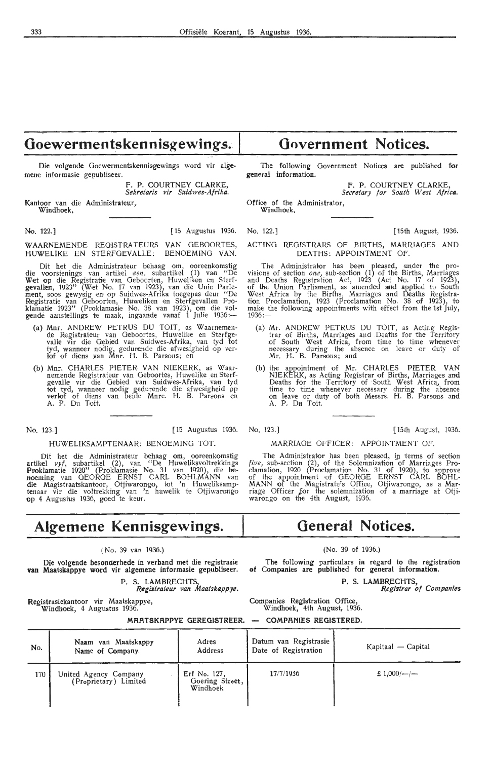# Goewermentskennisgewings.

Die volgende Goewermentskennisgewings word vir algemene informasie gepubliseer.

F. P. COURTNEY CLARKE,
*Sekretaris vir Suidwes-Afrika.*

Kantoor van die Administrateur,
Windhoek,

No. 122.] [15 Augustus 1936.

WAARNEMENDE REGISTRATEURS VAN GEBOORTES, HUWELIKE EN STERFGEVALLE: BENOEMING VAN.

Dit het die Administrateur behaag om, ooreenkomstig die voorsienings van artikel *een,* subartikel (1) van "De Wet op die Registratie van Geboorten, Huweliken en Sterfgevallen, 1923" (Wet No. 17 van 1923), van die Unie Parlement, soos gewysig en op Suidwes-Afrika toegepas deur "De Registratie van Geboorten, Huweliken en Sterfgevallen Proklamatie 1923" (Proklamasie No. 38 van 1923), om die volgende aanstellings te maak, ingaande vanaf 1 Julie 1936:—

(a) Mnr. ANDREW PETRUS DU TOIT, as Waarnemende Registrateur van Geboortes, Huwelike en Sterfgevalle vir die Gebied van Suidwes-Afrika, van tyd tot tyd, wanneer nodig, gedurende die afwesigheid op verlof of diens van Mnr. H. B. Parsons; en

(b) Mnr. CHARLES PIETER VAN NIEKERK, as Waarnemende Registrateur van Geboortes, Huwelike en Sterfgevalle vir die Gebied van Suidwes-Afrika, van tyd tot tyd, wanneer nodig gedurende die afwesigheid op verlof of diens van beide Mnre. H. B. Parsons en A. P. Du Toit.

No. 123.] [15 Augustus 1936.

HUWELIKSAMPTENAAR: BENOEMING TOT.

Dit het die Administrateur behaag om, ooreenkomstig artikel *vyf,* subartikel (2), van "De Huweliksvoltrekkings Proklamatie 1920" (Proklamasie No. 31 van 1920), die benoeming van GEORGE ERNST CARL BOHLMANN van die Magistraatskantoor, Otjiwarongo, tot 'n Huweliksamptenaar vir die voltrekking van 'n huwelik te Otjiwarongo op 4 Augustus 1936, goed te keur.

# Government Notices.

The following Government Notices are published for general information.

F. P. COURTNEY CLARKE,
*Secretary for South West Africa.*

Office of the Administrator,
Windhoek.

No. 122.] [15th August, 1936.

ACTING REGISTRARS OF BIRTHS, MARRIAGES AND DEATHS: APPOINTMENT OF.

The Administrator has been pleased, under the provisions of section *one,* sub-section (1) of the Births, Marriages and Deaths Registration Act, 1923 (Act No. 17 of 1923), of the Union Parliament, as amended and applied to South West Africa by the Births, Marriages and Deaths Registration Proclamation, 1923 (Proclamation No. 38 of 1923), to make the following appointments with effect from the 1st July, 1936:—

(a) Mr. ANDREW PETRUS DU TOIT, as Acting Registrar of Births, Marriages and Deaths for the Territory of South West Africa, from time to time whenever necessary during the absence on leave or duty of Mr. H. B. Parsons; and

(b) the appointment of Mr. CHARLES PIETER VAN NIEKERK, as Acting Registrar of Births, Marriages and Deaths for the Territory of South West Africa, from time to time whenever necessary during the absence on leave or duty of both Messrs. H. B. Parsons and A. P. Du Toit.

No. 123.] [15th August, 1936.

MARRIAGE OFFICER: APPOINTMENT OF.

The Administrator has been pleased, in terms of section *five,* sub-section (2), of the Solemnization of Marriages Proclamation, 1920 (Proclamation No. 31 of 1920), to approve of the appointment of GEORGE ERNST CARL BOHLMANN of the Magistrate's Office, Otjiwarongo, as a Marriage Officer for the solemnization of a marriage at Otjiwarongo on the 4th August, 1936.

# Algemene Kennisgewings.

(No. 39 van 1936.)

**Die volgende besonderhede in verband met die registrasie van Maatskappye word vir algemene informasie gepubliseer.**

P. S. LAMBRECHTS,
*Registrateur van Maatskappye.*

Registrasiekantoor vir Maatskappye,
Windhoek, 4 Augustus 1936.

# General Notices.

(No. 39 of 1936.)

**The following particulars in regard to the registration of Companies are published for general information.**

P. S. LAMBRECHTS,
*Registrar of Companies*

Companies Registration Office,
Windhoek, 4th August, 1936.

**MAATSKAPPYE GEREGISTREER. — COMPANIES REGISTERED.**

| No. | Naam van Maatskappy<br>Name of Company | Adres<br>Address | Datum van Registrasie<br>Date of Registration | Kapitaal — Capital |
|---|---|---|---|---|
| 170 | United Agency Company (Proprietary) Limited | Erf No. 127, Goering Street, Windhoek | 17/7/1936 | £ 1,000/—/— |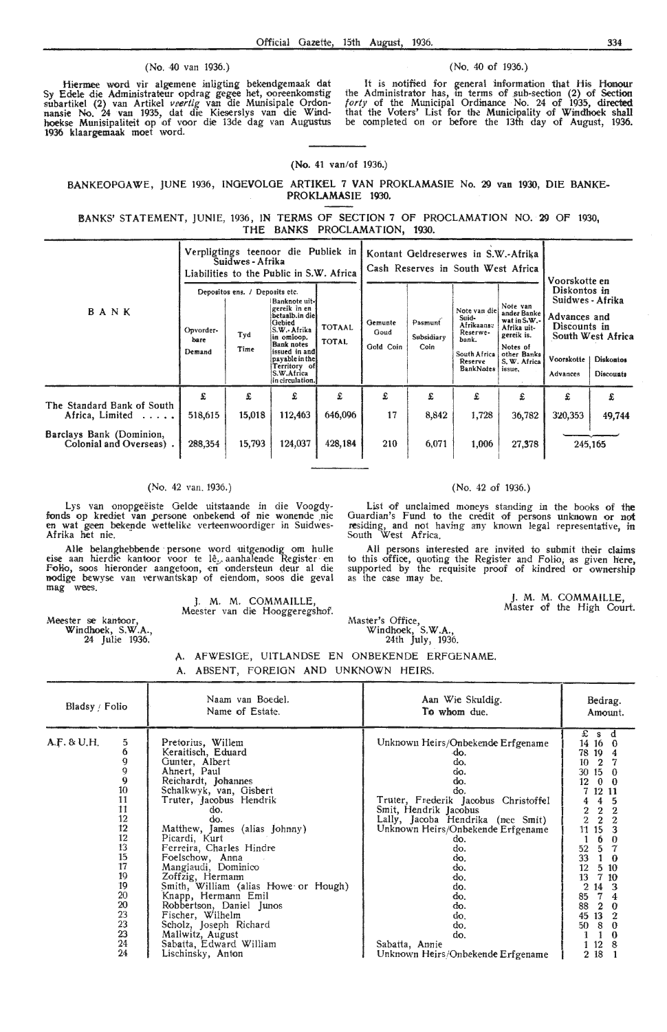(No. 40 van 1936.)

Hiermee word vir algemene inligting bekendgemaak dat Sy Edele die Administrateur opdrag gegee het, ooreenkomstig subartikel (2) van Artikel *veertig* van die Munisipale Ordonnansie No. 24 van 1935, dat die Kieserslys van die Windhoekse Munisipaliteit op of voor die 13de dag van Augustus 1936 klaargemaak moet word.

(No. 40 of 1936.)

It is notified for general information that His Honour the Administrator has, in terms of sub-section (2) of Section *forty* of the Municipal Ordinance No. 24 of 1935, directed that the Voters' List for the Municipality of Windhoek shall be completed on or before the 13th day of August, 1936.

(No. 41 van/of 1936.)

BANKEOPGAWE, JUNE 1936, INGEVOLGE ARTIKEL 7 VAN PROKLAMASIE No. 29 van 1930, DIE BANKE-PROKLAMASIE 1930.

BANKS' STATEMENT, JUNIE, 1936, IN TERMS OF SECTION 7 OF PROCLAMATION NO. 29 OF 1930, THE BANKS PROCLAMATION, 1930.

| BANK | Verpligtings teenoor die Publiek in Suidwes-Afrika / Liabilities to the Public in S.W. Africa | | | | Kontant Geldreserwes in S.W.-Afrika / Cash Reserves in South West Africa | | | | Voorskotte en Diskontos in Suidwes-Afrika / Advances and Discounts in South West Africa | |
|---|---|---|---|---|---|---|---|---|---|---|
| | Depositos ens. / Deposits etc. | | Banknote uitgereik in en betaalb. in die Gebied S.W.-Afrika in omloop. / Bank notes issued in and payable in the Territory of S.W.Africa in circulation. | TOTAAL / TOTAL | Gemunte Goud / Gold Coin | Pasmunt / Subsidiary Coin | Note van die Suid-Afrikaanse Reserwebank. / South Africa Reserve BankNotes | Note van ander Banke wat in S.W.-Afrika uitgereik is. / Notes of other Banks S.W. Africa issue. | Voorskotte / Advances | Diskontos / Discounts |
| | Opvorderbare / Demand | Tyd / Time | | | | | | | | |
| | £ | £ | £ | £ | £ | £ | £ | £ | £ | £ |
| The Standard Bank of South Africa, Limited ..... | 518,615 | 15,018 | 112,463 | 646,096 | 17 | 8,842 | 1,728 | 36,782 | 320,353 | 49,744 |
| Barclays Bank (Dominion, Colonial and Overseas) . | 288,354 | 15,793 | 124,037 | 428,184 | 210 | 6,071 | 1,006 | 27,378 | 245,165 | |

(No. 42 van 1936.)

Lys van onopgeëiste Gelde uitstaande in die Voogdyfonds op krediet van persone onbekend of nie wonende nie en wat geen bekende wettelike verteenwoordiger in Suidwes-Afrika het nie.

Alle belanghebbende persone word uitgenodig om hulle eise aan hierdie kantoor voor te lê, aanhalende Register en Folio, soos hieronder aangetoon, en ondersteun deur al die nodige bewyse van verwantskap of eiendom, soos die geval mag wees.

J. M. M. COMMAILLE,
Meester van die Hooggeregshof.

Meester se kantoor,
Windhoek, S.W.A.,
24 Julie 1936.

(No. 42 of 1936.)

List of unclaimed moneys standing in the books of the Guardian's Fund to the credit of persons unknown or not residing, and not having any known legal representative, in South West Africa.

All persons interested are invited to submit their claims to this office, quoting the Register and Folio, as given here, supported by the requisite proof of kindred or ownership as the case may be.

J. M. M. COMMAILLE,
Master of the High Court.

Master's Office,
Windhoek, S.W.A.,
24th July, 1936.

A. AFWESIGE, UITLANDSE EN ONBEKENDE ERFGENAME.
A. ABSENT, FOREIGN AND UNKNOWN HEIRS.

| Bladsy / Folio | | Naam van Boedel. Name of Estate. | Aan Wie Skuldig. To whom due. | Bedrag. Amount. £ s d |
|---|---|---|---|---|
| A.F. & U.H. | 5 | Pretorius, Willem | Unknown Heirs/Onbekende Erfgename | 14 16 0 |
| | 6 | Keraitisch, Eduard | do. | 78 19 4 |
| | 9 | Gunter, Albert | do. | 10 2 7 |
| | 9 | Ahnert, Paul | do. | 30 15 0 |
| | 9 | Reichardt, Johannes | do. | 12 0 0 |
| | 10 | Schalkwyk, van, Gisbert | do. | 7 12 11 |
| | 11 | Truter, Jacobus Hendrik | Truter, Frederik Jacobus Christoffel | 4 4 5 |
| | 11 | do. | Smit, Hendrik Jacobus | 2 2 2 |
| | 12 | do. | Lally, Jacoba Hendrika (nee Smit) | 2 2 2 |
| | 12 | Matthew, James (alias Johnny) | Unknown Heirs/Onbekende Erfgename | 11 15 3 |
| | 12 | Picardi, Kurt | do. | 1 6 0 |
| | 13 | Ferreira, Charles Hindre | do. | 52 5 7 |
| | 15 | Foelschow, Anna | do. | 33 1 0 |
| | 17 | Mangiaudi, Dominico | do. | 12 5 10 |
| | 19 | Zoffzig, Hermann | do. | 13 7 10 |
| | 19 | Smith, William (alias Howe or Hough) | do. | 2 14 3 |
| | 20 | Knapp, Hermann Emil | do. | 85 7 4 |
| | 20 | Robbertson, Daniel Junos | do. | 88 2 0 |
| | 23 | Fischer, Wilhelm | do. | 45 13 2 |
| | 23 | Scholz, Joseph Richard | do. | 50 8 0 |
| | 23 | Mallwitz, August | do. | 1 1 0 |
| | 24 | Sabatta, Edward William | Sabatta, Annie | 1 12 8 |
| | 24 | Lischinsky, Anton | Unknown Heirs/Onbekende Erfgename | 2 18 1 |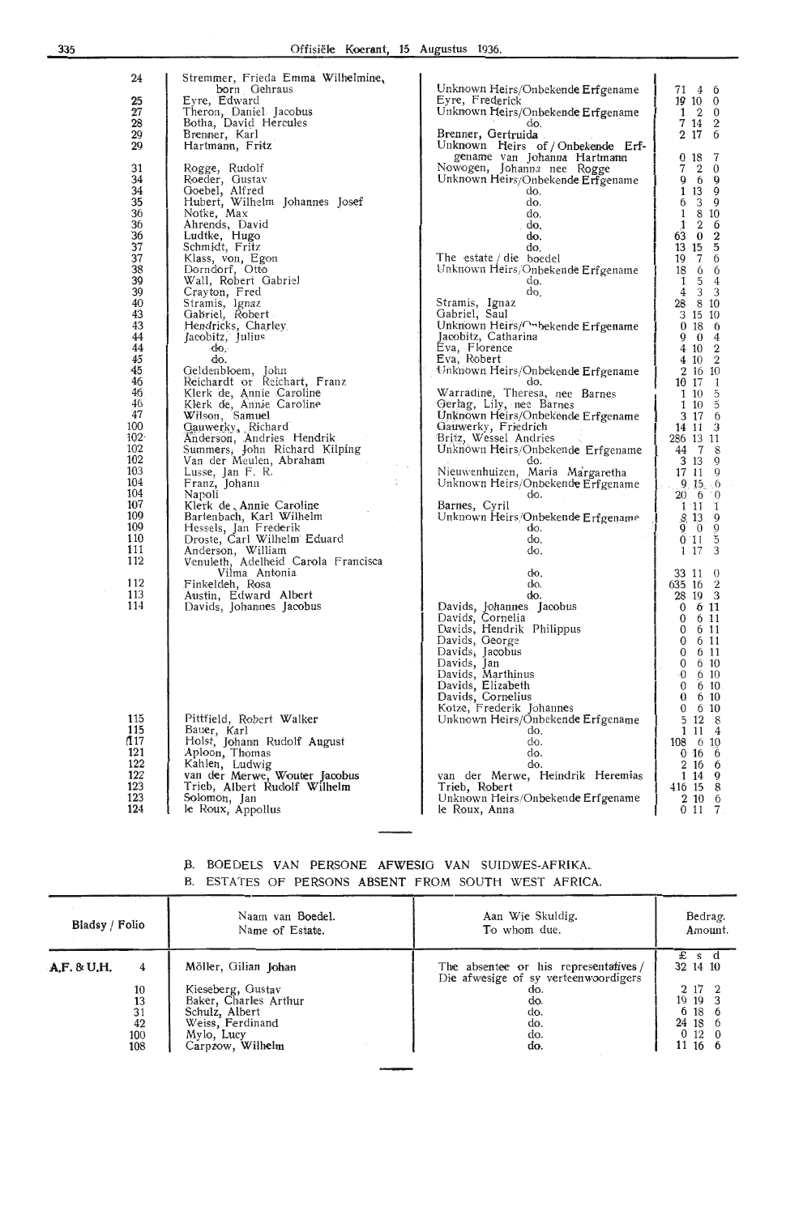| | | | |
|---|---|---|---|
| 24 | Stremmer, Frieda Emma Wilhelmine, born Gehraus | Unknown Heirs/Onbekende Erfgename | 71 4 6 |
| 25 | Eyre, Edward | Eyre, Frederick | 19 10 0 |
| 27 | Theron, Daniel Jacobus | Unknown Heirs/Onbekende Erfgename | 1 2 0 |
| 28 | Botha, David Hercules | do. | 7 14 2 |
| 29 | Brenner, Karl | Brenner, Gertruida | 2 17 6 |
| 29 | Hartmann, Fritz | Unknown Heirs of / Onbekende Erfgename van Johanna Hartmann | 0 18 7 |
| 31 | Rogge, Rudolf | Nowogen, Johanna nee Rogge | 7 2 0 |
| 34 | Roeder, Gustav | Unknown Heirs/Onbekende Erfgename | 9 6 9 |
| 34 | Goebel, Alfred | do. | 1 13 9 |
| 35 | Hubert, Wilhelm Johannes Josef | do. | 6 3 9 |
| 36 | Notke, Max | do. | 1 8 10 |
| 36 | Ahrends, David | do. | 1 2 6 |
| 36 | Ludtke, Hugo | do. | 63 0 2 |
| 37 | Schmidt, Fritz | do. | 13 15 5 |
| 37 | Klass, von, Egon | The estate / die boedel | 19 7 6 |
| 38 | Dorndorf, Otto | Unknown Heirs/Onbekende Erfgename | 18 6 6 |
| 39 | Wall, Robert Gabriel | do. | 1 5 4 |
| 39 | Crayton, Fred | do. | 4 3 3 |
| 40 | Stramis, Ignaz | Stramis, Ignaz | 28 8 10 |
| 43 | Gabriel, Robert | Gabriel, Saul | 3 15 10 |
| 43 | Hendricks, Charley | Unknown Heirs/Onbekende Erfgename | 0 18 6 |
| 44 | Jacobitz, Julius | Jacobitz, Catharina | 9 0 4 |
| 44 | do. | Eva, Florence | 4 10 2 |
| 45 | do. | Eva, Robert | 4 10 2 |
| 45 | Geldenbloem, John | Unknown Heirs/Onbekende Erfgename | 2 16 10 |
| 46 | Reichardt or Reichart, Franz | do. | 10 17 1 |
| 46 | Klerk de, Annie Caroline | Warradine, Theresa, nee Barnes | 1 10 5 |
| 46 | Klerk de, Annie Caroline | Gerlag, Lily, nee Barnes | 1 10 5 |
| 47 | Wilson, Samuel | Unknown Heirs/Onbekende Erfgename | 3 17 6 |
| 100 | Gauwerky, Richard | Gauwerky, Friedrich | 14 11 3 |
| 102 | Anderson, Andries Hendrik | Britz, Wessel Andries | 286 13 11 |
| 102 | Summers, John Richard Kilping | Unknown Heirs/Onbekende Erfgename | 44 7 8 |
| 102 | Van der Meulen, Abraham | do. | 3 13 9 |
| 103 | Lusse, Jan F. R. | Nieuwenhuizen, Maria Margaretha | 17 11 9 |
| 104 | Franz, Johann | Unknown Heirs/Onbekende Erfgename | 9 15 6 |
| 104 | Napoli | do. | 20 6 0 |
| 107 | Klerk de, Annie Caroline | Barnes, Cyril | 1 11 1 |
| 109 | Bartenbach, Karl Wilhelm | Unknown Heirs/Onbekende Erfgename | 8 13 9 |
| 109 | Hessels, Jan Frederik | do. | 9 0 9 |
| 110 | Droste, Carl Wilhelm Eduard | do. | 0 11 5 |
| 111 | Anderson, William | do. | 1 17 3 |
| 112 | Venuleth, Adelheid Carola Francisca Vilma Antonia | do. | 33 11 0 |
| 112 | Finkeldeh, Rosa | do. | 635 16 2 |
| 113 | Austin, Edward Albert | do. | 28 19 3 |
| 114 | Davids, Johannes Jacobus | Davids, Johannes Jacobus | 0 6 11 |
| | | Davids, Cornelia | 0 6 11 |
| | | Davids, Hendrik Philippus | 0 6 11 |
| | | Davids, George | 0 6 11 |
| | | Davids, Jacobus | 0 6 11 |
| | | Davids, Jan | 0 6 10 |
| | | Davids, Marthinus | 0 6 10 |
| | | Davids, Elizabeth | 0 6 10 |
| | | Davids, Cornelius | 0 6 10 |
| | | Kotze, Frederik Johannes | 0 6 10 |
| 115 | Pittfield, Robert Walker | Unknown Heirs/Onbekende Erfgename | 5 12 8 |
| 115 | Bauer, Karl | do. | 1 11 4 |
| 117 | Holst, Johann Rudolf August | do. | 108 6 10 |
| 121 | Aploon, Thomas | do. | 0 16 6 |
| 122 | Kahlen, Ludwig | do. | 2 16 6 |
| 122 | van der Merwe, Wouter Jacobus | van der Merwe, Heindrik Heremias | 1 14 9 |
| 123 | Trieb, Albert Rudolf Wilhelm | Trieb, Robert | 416 15 8 |
| 123 | Solomon, Jan | Unknown Heirs/Onbekende Erfgename | 2 10 6 |
| 124 | le Roux, Appollus | le Roux, Anna | 0 11 7 |

## B. BOEDELS VAN PERSONE AFWESIG VAN SUIDWES-AFRIKA.
## B. ESTATES OF PERSONS ABSENT FROM SOUTH WEST AFRICA.

| Bladsy / Folio | | Naam van Boedel. Name of Estate. | Aan Wie Skuldig. To whom due. | Bedrag. Amount. £ s d |
|---|---|---|---|---|
| A.F. & U.H. | 4 | Möller, Gilian Johan | The absentee or his representatives / Die afwesige of sy verteenwoordigers | 32 14 10 |
| | 10 | Kieseberg, Gustav | do. | 2 17 2 |
| | 13 | Baker, Charles Arthur | do. | 19 19 3 |
| | 31 | Schulz, Albert | do. | 6 18 6 |
| | 42 | Weiss, Ferdinand | do. | 24 18 6 |
| | 100 | Mylo, Lucy | do. | 0 12 0 |
| | 108 | Carpzow, Wilhelm | do. | 11 16 6 |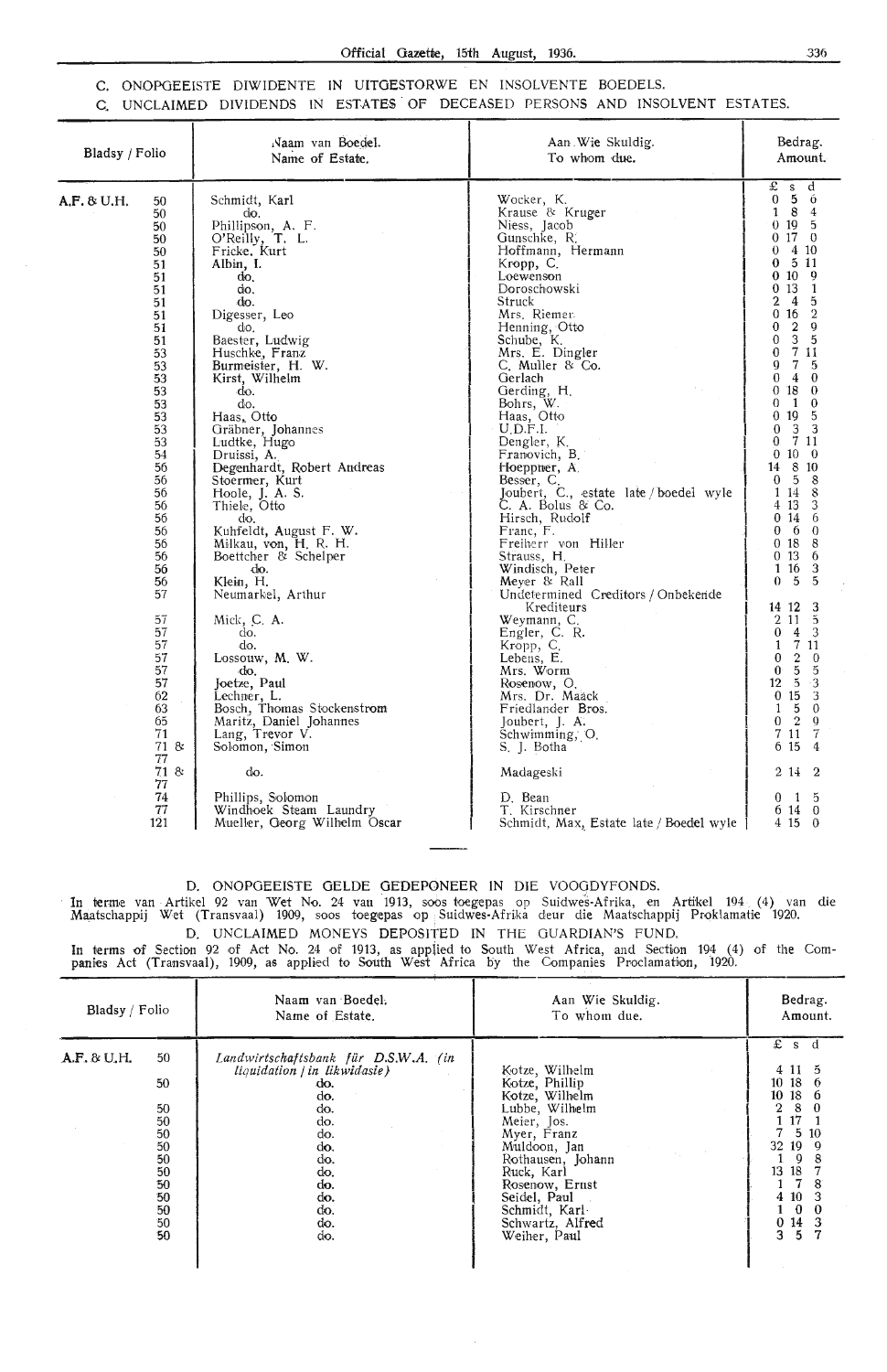## C. ONOPGEEISTE DIWIDENTE IN UITGESTORWE EN INSOLVENTE BOEDELS.
## C. UNCLAIMED DIVIDENDS IN ESTATES OF DECEASED PERSONS AND INSOLVENT ESTATES.

| Bladsy / Folio | | Naam van Boedel. Name of Estate. | Aan Wie Skuldig. To whom due. | Bedrag. Amount. £ s d |
|---|---|---|---|---|
| A.F. & U.H. | 50 | Schmidt, Karl | Wocker, K. | 0 5 6 |
| | 50 | do. | Krause & Kruger | 1 8 4 |
| | 50 | Phillipson, A. F. | Niess, Jacob | 0 19 5 |
| | 50 | O'Reilly, T. L. | Gunschke, R. | 0 17 0 |
| | 50 | Fricke, Kurt | Hoffmann, Hermann | 0 4 10 |
| | 51 | Albin, I. | Kropp, C. | 0 5 11 |
| | 51 | do. | Loewenson | 0 10 9 |
| | 51 | do. | Doroschowski | 0 13 1 |
| | 51 | do. | Struck | 2 4 5 |
| | 51 | Digesser, Leo | Mrs. Riemer | 0 16 2 |
| | 51 | do. | Henning, Otto | 0 2 9 |
| | 51 | Baester, Ludwig | Schube, K. | 0 3 5 |
| | 53 | Huschke, Franz | Mrs. E. Dingler | 0 7 11 |
| | 53 | Burmeister, H. W. | C. Muller & Co. | 9 7 5 |
| | 53 | Kirst, Wilhelm | Gerlach | 0 4 0 |
| | 53 | do. | Gerding, H. | 0 18 0 |
| | 53 | do. | Bohrs, W. | 0 1 0 |
| | 53 | Haas, Otto | Haas, Otto | 0 19 5 |
| | 53 | Gräbner, Johannes | U.D.F.I. | 0 3 3 |
| | 53 | Ludtke, Hugo | Dengler, K. | 0 7 11 |
| | 54 | Druissi, A. | Franovich, B. | 0 10 0 |
| | 56 | Degenhardt, Robert Andreas | Hoeppner, A. | 14 8 10 |
| | 56 | Stoermer, Kurt | Besser, C. | 0 5 8 |
| | 56 | Hoole, J. A. S. | Joubert, C., estate late / boedel wyle | 1 14 8 |
| | 56 | Thiele, Otto | C. A. Bolus & Co. | 4 13 3 |
| | 56 | do. | Hirsch, Rudolf | 0 14 6 |
| | 56 | Kuhfeldt, August F. W. | Franc, F. | 0 6 0 |
| | 56 | Milkau, von, H. R. H. | Freiherr von Hiller | 0 18 8 |
| | 56 | Boettcher & Schelper | Strauss, H. | 0 13 6 |
| | 56 | do. | Windisch, Peter | 1 16 3 |
| | 56 | Klein, H. | Meyer & Rall | 0 5 5 |
| | 57 | Neumarkel, Arthur | Undetermined Creditors / Onbekende Krediteurs | 14 12 3 |
| | 57 | Mick, C. A. | Weymann, C. | 2 11 5 |
| | 57 | do. | Engler, C. R. | 0 4 3 |
| | 57 | do. | Kropp, C. | 1 7 11 |
| | 57 | Lossouw, M. W. | Lebens, E. | 0 2 0 |
| | 57 | do. | Mrs. Worm | 0 5 5 |
| | 57 | Joetze, Paul | Rosenow, O. | 12 5 3 |
| | 62 | Lechner, L. | Mrs. Dr. Maack | 0 15 3 |
| | 63 | Bosch, Thomas Stockenstrom | Friedlander Bros. | 1 5 0 |
| | 65 | Maritz, Daniel Johannes | Joubert, J. A. | 0 2 9 |
| | 71 | Lang, Trevor V. | Schwimming, O. | 7 11 7 |
| | 71 & 77 | Solomon, Simon | S. J. Botha | 6 15 4 |
| | 71 & 77 | do. | Madageski | 2 14 2 |
| | 74 | Phillips, Solomon | D. Bean | 0 1 5 |
| | 77 | Windhoek Steam Laundry | T. Kirschner | 6 14 0 |
| | 121 | Mueller, Georg Wilhelm Oscar | Schmidt, Max, Estate late / Boedel wyle | 4 15 0 |

---

## D. ONOPGEEISTE GELDE GEDEPONEER IN DIE VOOGDYFONDS.

In terme van Artikel 92 van Wet No. 24 van 1913, soos toegepas op Suidwes-Afrika, en Artikel 194 (4) van die Maatschappij Wet (Transvaal) 1909, soos toegepas op Suidwes-Afrika deur die Maatschappij Proklamatie 1920.

## D. UNCLAIMED MONEYS DEPOSITED IN THE GUARDIAN'S FUND.

In terms of Section 92 of Act No. 24 of 1913, as applied to South West Africa, and Section 194 (4) of the Companies Act (Transvaal), 1909, as applied to South West Africa by the Companies Proclamation, 1920.

| Bladsy / Folio | | Naam van Boedel. Name of Estate. | Aan Wie Skuldig. To whom due. | Bedrag. Amount. £ s d |
|---|---|---|---|---|
| A.F. & U.H. | 50 | *Landwirtschaftsbank für D.S.W.A. (in liquidation / in likwidasie)* | Kotze, Wilhelm | 4 11 5 |
| | 50 | do. | Kotze, Phillip | 10 18 6 |
| | | do. | Kotze, Wilhelm | 10 18 6 |
| | 50 | do. | Lubbe, Wilhelm | 2 8 0 |
| | 50 | do. | Meier, Jos. | 1 17 1 |
| | 50 | do. | Myer, Franz | 7 5 10 |
| | 50 | do. | Muldoon, Jan | 32 19 9 |
| | 50 | do. | Rothausen, Johann | 1 9 8 |
| | 50 | do. | Ruck, Karl | 13 18 7 |
| | 50 | do. | Rosenow, Ernst | 1 7 8 |
| | 50 | do. | Seidel, Paul | 4 10 3 |
| | 50 | do. | Schmidt, Karl | 1 0 0 |
| | 50 | do. | Schwartz, Alfred | 0 14 3 |
| | 50 | do. | Weiher, Paul | 3 5 7 |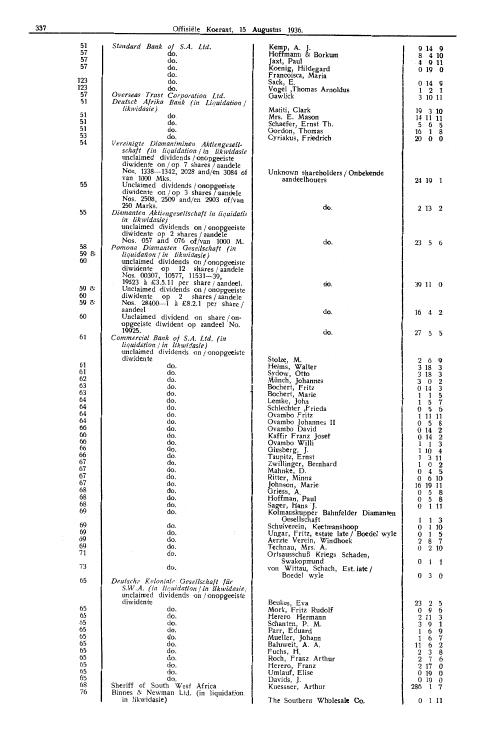| | | | |
|---|---|---|---|
| 51 | *Standard Bank of S.A. Ltd.* | Kemp, A. J. | 9 14 9 |
| 57 | do. | Hoffmann & Borkum | 8 4 10 |
| 57 | do. | Jaxt, Paul | 4 9 11 |
| 57 | do. | Koenig, Hildegard | 0 19 0 |
| | do. | Francoisca, Maria | |
| 123 | do. | Sack, E. | 0 14 9 |
| 123 | do. | Vogel ,Thomas Arnoldus | 1 2 1 |
| 57 | *Overseas Trust Corporation Ltd.* | Gawlick | 3 10 11 |
| 51 | *Deutsch Afrika Bank (in Liquidation / likwidasie)* | | |
| 51 | do. | Maiti, Clark | 19 3 10 |
| 51 | do. | Mrs. E. Mason | 14 11 11 |
| 51 | do. | Schaefer, Ernst Th. | 5 6 5 |
| 53 | do. | Gordon, Thomas | 16 1 8 |
| 54 | do. | Cyriakus, Friedrich | 20 0 0 |
| | *Vereinigte Diamantminen Aktiengesellschaft (in liquidation / in likwidasie* unclaimed dividends / onopgeeiste diwidente on / op 7 shares / aandele Nos. 1338—1342, 2028 and/en 3084 of van 1000 Mks. | Unknown shareholders / Onbekende aandeelhouers | 24 19 1 |
| 55 | Unclaimed dividends / onopgeeiste diwidente on / op 3 shares / aandele Nos. 2508, 2509 and/en 2903 of/van 250 Marks. | do. | 2 13 2 |
| 55 | *Diamanten Aktiengesellschaft in liquidatie in likwidasie)* unclaimed dividends on / onopgeeiste diwidente op 2 shares / aandele Nos. 057 and 076 of/van 1000 M. | do. | 23 5 6 |
| 58 59 & 60 | *Pomona Diamanten Gesellschaft (in liquidation / in likwidasie)* unclaimed dividends on / onopgeeiste diwidente op 12 shares / aandele Nos. 00307, 10577, 11531—39, 19523 à £3.5.11 per share / aandeel. | do. | 39 11 0 |
| 59 & 60 | Unclaimed dividends on / onopgeeiste diwidente op 2 shares / aandele Nos. 28400—1 à £8.2.1 per share / aandeel | do. | 16 4 2 |
| 59 & 60 | Unclaimed dividend on share / onopgeeiste diwident op aandeel No. 19925. | do. | 27 5 5 |
| 61 | *Commercial Bank of S.A. Ltd. (in liquidation / in likwidasie)* unclaimed dividends on / onopgeeiste diwidente | Stolze, M. | 2 6 9 |
| 61 | do. | Helms, Walter | 3 18 3 |
| 61 | do. | Sydow, Otto | 3 18 3 |
| 62 | do. | Münch, Johannes | 3 0 2 |
| 63 | do. | Bochert, Fritz | 0 14 3 |
| 63 | do. | Bochert, Marie | 1 1 5 |
| 64 | do. | Lemke, John | 1 5 7 |
| 64 | do. | Schlechter ,Frieda | 0 5 6 |
| 64 | do. | Ovambo Fritz | 1 11 11 |
| 64 | do. | Ovambo Johannes II | 0 5 8 |
| 66 | do. | Ovambo David | 0 14 2 |
| 66 | do. | Kaffir Franz Josef | 0 14 2 |
| 66 | do. | Ovambo Willi | 1 1 3 |
| 66 | do. | Ginsberg, J. | 1 10 4 |
| 66 | do. | Taupitz, Ernst | 1 3 11 |
| 67 | do. | Zwillinger, Bernhard | 1 0 2 |
| 67 | do. | Mahnke, D. | 0 4 5 |
| 67 | do. | Ritter, Minna | 0 6 10 |
| 67 | do. | Johnson, Marie | 16 19 11 |
| 68 | do. | Griess, A. | 0 5 8 |
| 68 | do. | Hoffman, Paul | 0 5 8 |
| 68 | do. | Sager, Hans J. | 0 1 11 |
| 69 | do. | Kolmanskupper Bahnfelder Diamanten Gesellschaft | 1 1 3 |
| 69 | do. | Schulverein, Keetmanshoop | 0 1 10 |
| 69 | do. | Ungar, Fritz, estate late / Boedel wyle | 0 1 5 |
| 69 | do. | Aerzte Verein, Windhoek | 2 8 7 |
| 69 | do. | Technau, Mrs. A. | 0 2 10 |
| 71 | do. | Ortsausschuß Kriegs Schaden, Swakopmund | 0 1 1 |
| 73 | do. | von Wittau, Schach, Est. late / Boedel wyle | 0 3 0 |
| 65 | *Deutsche Koloniale Gesellschaft für S.W.A. (in liquidation / in likwidasie)* unclaimed dividends on / onopgeeiste diwidente | Beukes, Eva | 23 2 5 |
| 65 | do. | Mork, Fritz Rudolf | 0 9 6 |
| 65 | do. | Herero Hermann | 2 11 3 |
| 65 | do. | Schanten, P. M. | 3 9 1 |
| 65 | do. | Parr, Eduard | 1 6 9 |
| 65 | do. | Mueller, Johann | 1 6 7 |
| 65 | do. | Baluweit, A. A. | 11 6 2 |
| 65 | do. | Fuchs, H. | 2 3 8 |
| 65 | do. | Roch, Franz Arthur | 2 7 6 |
| 65 | do. | Herero, Franz | 2 17 0 |
| 65 | do. | Umlauf, Elise | 0 19 0 |
| 65 | do. | Davids, J. | 0 19 0 |
| 68 | Sheriff of South West Africa | Kuessner, Arthur | 286 1 7 |
| 76 | Binnes & Newman Ltd. (in liquidation in likwidasie) | The Southern Wholesale Co. | 0 1 11 |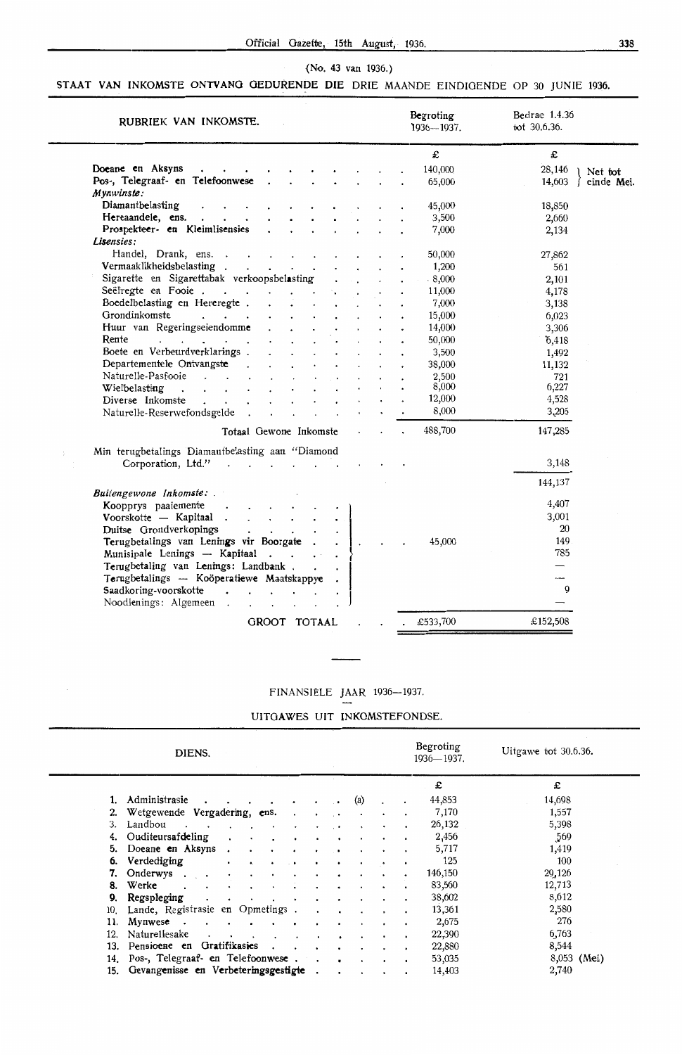(No. 43 van 1936.)

## STAAT VAN INKOMSTE ONTVANG GEDURENDE DIE DRIE MAANDE EINDIGENDE OP 30 JUNIE 1936.

| RUBRIEK VAN INKOMSTE. | Begroting 1936—1937. | Bedrae 1.4.36 tot 30.6.36. |
|---|---|---|
| | £ | £ |
| **Doeane en Aksyns** | 140,000 | 28,146 } Net tot einde Mei. |
| **Pos-, Telegraaf- en Telefoonwese** | 65,000 | 14,603 } Net tot einde Mei. |
| ***Mynwinste:*** | | |
| Diamantbelasting | 45,000 | 18,850 |
| Hereaandele, ens. | 3,500 | 2,660 |
| Prospekteer- en Kleimlisensies | 7,000 | 2,134 |
| ***Lisensies:*** | | |
| Handel, Drank, ens. | 50,000 | 27,862 |
| Vermaaklikheidsbelasting | 1,200 | 561 |
| Sigarette en Sigarettabak verkoopsbelasting | 8,000 | 2,101 |
| Seëlregte en Fooie | 11,000 | 4,178 |
| Boedelbelasting en Hereregte | 7,000 | 3,138 |
| Grondinkomste | 15,000 | 6,023 |
| Huur van Regeringseiendomme | 14,000 | 3,306 |
| Rente | 50,000 | 6,418 |
| Boete en Verbeurdverklarings | 3,500 | 1,492 |
| Departementele Ontvangste | 38,000 | 11,132 |
| Naturelle-Pasfooie | 2,500 | 721 |
| Wielbelasting | 8,000 | 6,227 |
| Diverse Inkomste | 12,000 | 4,528 |
| Naturelle-Reserwefondsgelde | 8,000 | 3,205 |
| Totaal Gewone Inkomste | 488,700 | 147,285 |
| Min terugbetalings Diamantbelasting aan "Diamond Corporation, Ltd." | | 3,148 |
| | | 144,137 |
| ***Buitengewone Inkomste:*** | | |
| Koopprys paaiemente | } 45,000 | 4,407 |
| Voorskotte — Kapitaal | | 3,001 |
| Duitse Grondverkopings | | 20 |
| Terugbetalings van Lenings vir Boorgate | | 149 |
| Munisipale Lenings — Kapitaal | | 785 |
| Terugbetaling van Lenings: Landbank | | — |
| Terugbetalings — Koöperatiewe Maatskappye | | — |
| Saadkoring-voorskotte | | 9 |
| Noodlenings: Algemeen | | — |
| GROOT TOTAAL | £533,700 | £152,508 |

---

FINANSIËLE JAAR 1936—1937.

UITGAWES UIT INKOMSTEFONDSE.

| DIENS. | Begroting 1936—1937. | Uitgawe tot 30.6.36. |
|---|---|---|
| | £ | £ |
| 1. Administrasie (a) | 44,853 | 14,698 |
| 2. Wetgewende Vergadering, ens. | 7,170 | 1,557 |
| 3. Landbou | 26,132 | 5,398 |
| 4. Ouditeursafdeling | 2,456 | 569 |
| 5. Doeane en Aksyns | 5,717 | 1,419 |
| 6. Verdediging | 125 | 100 |
| 7. Onderwys | 146,150 | 29,126 |
| 8. Werke | 83,560 | 12,713 |
| 9. Regspleging | 38,602 | 8,612 |
| 10. Lande, Registrasie en Opmetings | 13,361 | 2,580 |
| 11. Mynwese | 2,675 | 276 |
| 12. Naturellesake | 22,390 | 6,763 |
| 13. Pensioene en Gratifikasies | 22,880 | 8,544 |
| 14. Pos-, Telegraaf- en Telefoonwese | 53,035 | 8,053 (Mei) |
| 15. Gevangenisse en Verbeteringsgestigte | 14,403 | 2,740 |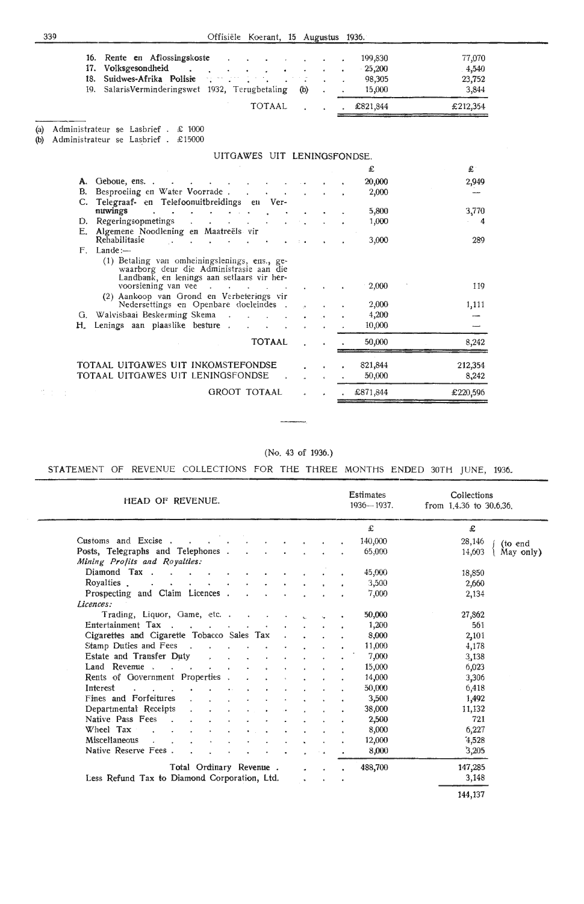| | | |
|---|---|---|
| 16. Rente en Aflossingskoste | 199,830 | 77,070 |
| 17. Volksgesondheid | 25,200 | 4,540 |
| 18. Suidwes-Afrika Polisie | 98,305 | 23,752 |
| 19. SalarisVerminderingswet 1932, Terugbetaling (b) | 15,000 | 3,844 |
| TOTAAL | £821,844 | £212,354 |

(a) Administrateur se Lasbrief . £ 1000
(b) Administrateur se Lasbrief . £15000

## UITGAWES UIT LENINGSFONDSE.

| | £ | £ |
|---|---|---|
| A. Geboue, ens. | 20,000 | 2,949 |
| B. Besproeiing en Water Voorrade | 2,000 | — |
| C. Telegraaf- en Telefoonuitbreidings en Vernuwings | 5,800 | 3,770 |
| D. Regeringsopmetings | 1,000 | 4 |
| E. Algemene Noodlening en Maatreëls vir Rehabilitasie | 3,000 | 289 |
| F. Lande:— | | |
| (1) Betaling van omheiningslenings, ens., gewaarborg deur die Administrasie aan die Landbank, en lenings aan setlaars vir hervoorsiening van vee | 2,000 | 119 |
| (2) Aankoop van Grond en Verbeterings vir Nedersettings en Openbare doeleindes | 2,000 | 1,111 |
| G. Walvisbaai Beskerming Skema | 4,200 | — |
| H. Lenings aan plaaslike besture | 10,000 | — |
| TOTAAL | 50,000 | 8,242 |

| | | |
|---|---|---|
| TOTAAL UITGAWES UIT INKOMSTEFONDSE | 821,844 | 212,354 |
| TOTAAL UITGAWES UIT LENINGSFONDSE | 50,000 | 8,242 |
| GROOT TOTAAL | £871,844 | £220,596 |

(No. 43 of 1936.)

## STATEMENT OF REVENUE COLLECTIONS FOR THE THREE MONTHS ENDED 30TH JUNE, 1936.

| HEAD OF REVENUE. | Estimates 1936—1937. | Collections from 1.4.36 to 30.6.36. |
|---|---|---|
| | £ | £ |
| Customs and Excise | 140,000 | 28,146 (to end May only) |
| Posts, Telegraphs and Telephones | 65,000 | 14,603 (to end May only) |
| *Mining Profits and Royalties:* | | |
| Diamond Tax | 45,000 | 18,850 |
| Royalties | 3,500 | 2,660 |
| Prospecting and Claim Licences | 7,000 | 2,134 |
| *Licences:* | | |
| Trading, Liquor, Game, etc. | 50,000 | 27,862 |
| Entertainment Tax | 1,200 | 561 |
| Cigarettes and Cigarette Tobacco Sales Tax | 8,000 | 2,101 |
| Stamp Duties and Fees | 11,000 | 4,178 |
| Estate and Transfer Duty | 7,000 | 3,138 |
| Land Revenue | 15,000 | 6,023 |
| Rents of Government Properties | 14,000 | 3,306 |
| Interest | 50,000 | 6,418 |
| Fines and Forfeitures | 3,500 | 1,492 |
| Departmental Receipts | 38,000 | 11,132 |
| Native Pass Fees | 2,500 | 721 |
| Wheel Tax | 8,000 | 6,227 |
| Miscellaneous | 12,000 | 4,528 |
| Native Reserve Fees | 8,000 | 3,205 |
| Total Ordinary Revenue | 488,700 | 147,285 |
| Less Refund Tax to Diamond Corporation, Ltd. | | 3,148 |
| | | 144,137 |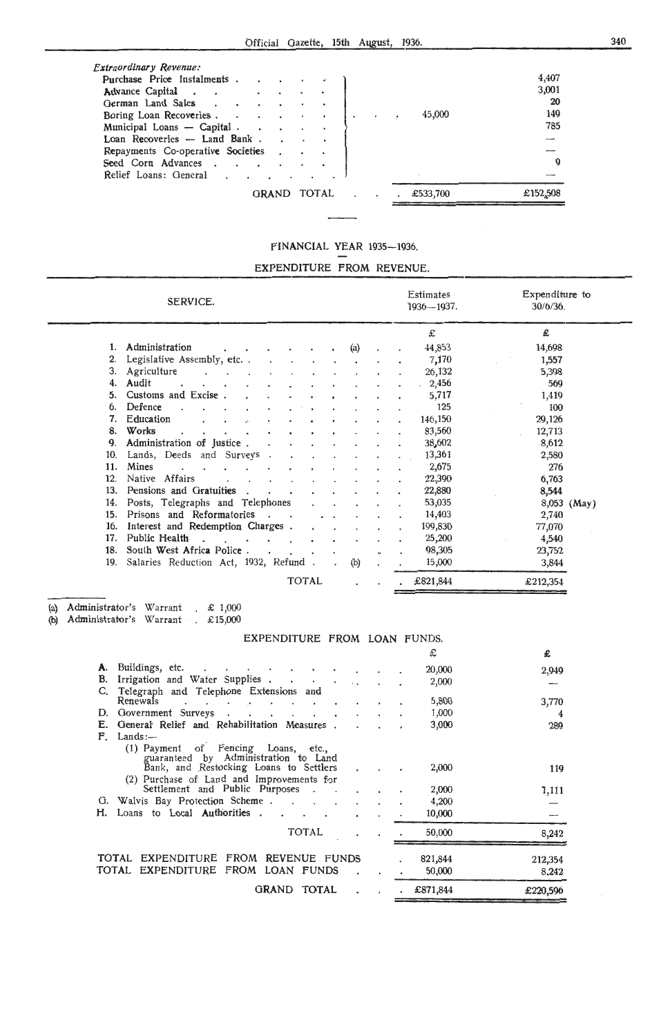| *Extraordinary Revenue:* | | |
|---|---|---|
| Purchase Price Instalments | | 4,407 |
| Advance Capital | | 3,001 |
| German Land Sales | | 20 |
| Boring Loan Recoveries | 45,000 | 149 |
| Municipal Loans — Capital | | 785 |
| Loan Recoveries — Land Bank | | — |
| Repayments Co-operative Societies | | — |
| Seed Corn Advances | | 9 |
| Relief Loans: General | | — |
| GRAND TOTAL | £533,700 | £152,508 |

## FINANCIAL YEAR 1935—1936.

## EXPENDITURE FROM REVENUE.

| SERVICE. | Estimates 1936—1937. | Expenditure to 30/6/36. |
|---|---|---|
| | £ | £ |
| 1. Administration (a) | 44,853 | 14,698 |
| 2. Legislative Assembly, etc. | 7,170 | 1,557 |
| 3. Agriculture | 26,132 | 5,398 |
| 4. Audit | 2,456 | 569 |
| 5. Customs and Excise | 5,717 | 1,419 |
| 6. Defence | 125 | 100 |
| 7. Education | 146,150 | 29,126 |
| 8. Works | 83,560 | 12,713 |
| 9. Administration of Justice | 38,602 | 8,612 |
| 10. Lands, Deeds and Surveys | 13,361 | 2,580 |
| 11. Mines | 2,675 | 276 |
| 12. Native Affairs | 22,390 | 6,763 |
| 13. Pensions and Gratuities | 22,880 | 8,544 |
| 14. Posts, Telegraphs and Telephones | 53,035 | 8,053 (May) |
| 15. Prisons and Reformatories | 14,403 | 2,740 |
| 16. Interest and Redemption Charges | 199,830 | 77,070 |
| 17. Public Health | 25,200 | 4,540 |
| 18. South West Africa Police | 98,305 | 23,752 |
| 19. Salaries Reduction Act, 1932, Refund (b) | 15,000 | 3,844 |
| TOTAL | £821,844 | £212,354 |

(a) Administrator's Warrant . £ 1,000
(b) Administrator's Warrant . £15,000

## EXPENDITURE FROM LOAN FUNDS.

| | £ | £ |
|---|---|---|
| A. Buildings, etc. | 20,000 | 2,949 |
| B. Irrigation and Water Supplies | 2,000 | — |
| C. Telegraph and Telephone Extensions and Renewals | 5,800 | 3,770 |
| D. Government Surveys | 1,000 | 4 |
| E. General Relief and Rehabilitation Measures | 3,000 | 289 |
| F. Lands:— | | |
| (1) Payment of Fencing Loans, etc., guaranteed by Administration to Land Bank, and Restocking Loans to Settlers | 2,000 | 119 |
| (2) Purchase of Land and Improvements for Settlement and Public Purposes | 2,000 | 1,111 |
| G. Walvis Bay Protection Scheme | 4,200 | — |
| H. Loans to Local Authorities | 10,000 | — |
| TOTAL | 50,000 | 8,242 |

| | | |
|---|---|---|
| TOTAL EXPENDITURE FROM REVENUE FUNDS | 821,844 | 212,354 |
| TOTAL EXPENDITURE FROM LOAN FUNDS | 50,000 | 8,242 |
| GRAND TOTAL | £871,844 | £220,596 |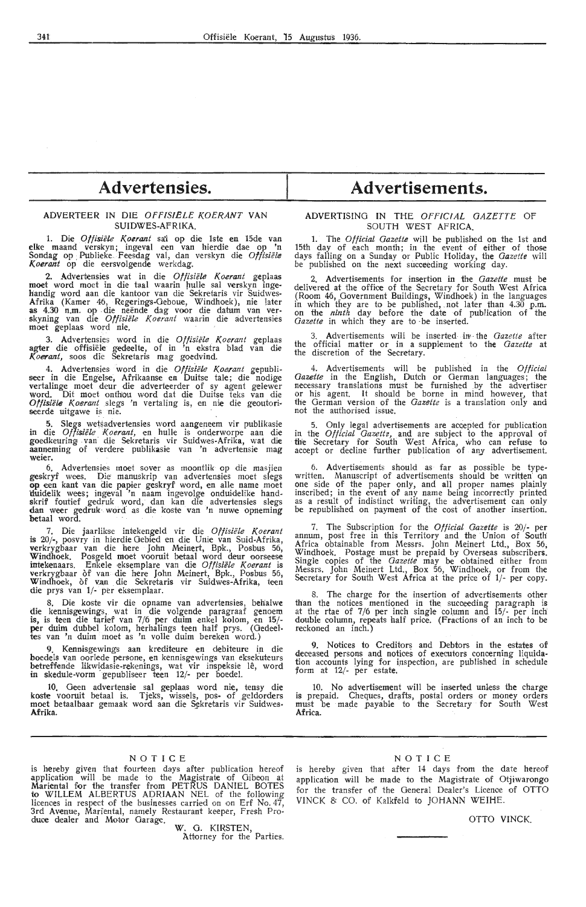# Advertensies.

## ADVERTEER IN DIE *OFFISIËLE KOERANT* VAN SUIDWES-AFRIKA.

1. Die *Offisiële Koerant* sal op die 1ste en 15de van elke maand verskyn; ingeval een van hierdie dae op 'n Sondag op Publieke Feesdag val, dan verskyn die *Offisiële Koerant* op die eersvolgende werkdag.

2. Advertensies wat in die *Offisiële Koerant* geplaas moet word moet in die taal waarin hulle sal verskyn ingehandig word aan die kantoor van die Sekretaris vir Suidwes-Afrika (Kamer 46, Regerings-Geboue, Windhoek), nie later as 4.30 n.m. op die neënde dag voor die datum van verskyning van die *Offisiële Koerant* waarin die advertensies moet geplaas word nie.

3. Advertensies word in die *Offisiële Koerant* geplaas agter die offisiële gedeelte, of in 'n ekstra blad van die *Koerant*, soos die Sekretaris mag goedvind.

4. Advertensies word in die *Offisiële Koerant* gepubliseer in die Engelse, Afrikaanse en Duitse tale; die nodige vertalinge moet deur die adverteerder of sy agent gelewer word. Dit moet onthou word dat die Duitse teks van die *Offisiële Koerant* slegs 'n vertaling is, en nie die geoutoriseerde uitgawe is nie.

5. Slegs wetsadvertensies word aangeneem vir publikasie in die *Offisiële Koerant*, en hulle is onderworpe aan die goedkeuring van die Sekretaris vir Suidwes-Afrika, wat die aanneming of verdere publikasie van 'n advertensie mag weier.

6. Advertensies moet sover as moontlik op die masjien geskryf wees. Die manuskrip van advertensies moet slegs op een kant van die papier geskryf word, en alle name moet duidelik wees; ingeval 'n naam ingevolge onduidelike handskrif foutief gedruk word, dan kan die advertensies slegs dan weer gedruk word as die koste van 'n nuwe opneming betaal word.

7. Die jaarlikse intekengeld vir die *Offisiële Koerant* is 20/-, posvry in hierdie Gebied en die Unie van Suid-Afrika, verkrygbaar van die here John Meinert, Bpk., Posbus 56, Windhoek. Posgeld moet vooruit betaal word deur oorseese intekenaars. Enkele eksemplare van die *Offisiële Koerant* is verkrygbaar òf van die here John Meinert, Bpk., Posbus 56, Windhoek, òf van die Sekretaris vir Suidwes-Afrika, teen die prys van 1/- per eksemplaar.

8. Die koste vir die opname van advertensies, behalwe die kennisgewings, wat in die volgende paragraaf genoem is, is teen die tarief van 7/6 per duim enkel kolom, en 15/- per duim dubbel kolom, herhalings teen half prys. (Gedeeltes van 'n duim moet as 'n volle duim bereken word.)

9. Kennisgewings aan krediteure en debiteure in die boedels van oorlede persone, en kennisgewings van eksekuteurs betreffende likwidasie-rekenings, wat vir inspeksie lê, word in skedule-vorm gepubliseer teen 12/- per boedel.

10. Geen advertensie sal geplaas word nie, tensy die koste vooruit betaal is. Tjeks, wissels, pos- of geldorders moet betaalbaar gemaak word aan die Sekretaris vir Suidwes-Afrika.

# Advertisements.

## ADVERTISING IN THE *OFFICIAL GAZETTE* OF SOUTH WEST AFRICA.

1. The *Official Gazette* will be published on the 1st and 15th day of each month; in the event of either of those days falling on a Sunday or Public Holiday, the *Gazette* will be published on the next succeeding working day.

2. Advertisements for insertion in the *Gazette* must be delivered at the office of the Secretary for South West Africa (Room 46, Government Buildings, Windhoek) in the languages in which they are to be published, not later than 4.30 p.m. on the *ninth* day before the date of publication of the *Gazette* in which they are to be inserted.

3. Advertisements will be inserted in the *Gazette* after the official matter or in a supplement to the *Gazette* at the discretion of the Secretary.

4. Advertisements will be published in the *Official Gazette* in the English, Dutch or German languages; the necessary translations must be furnished by the advertiser or his agent. It should be borne in mind however, that the German version of the *Gazette* is a translation only and not the authorised issue.

5. Only legal advertisements are accepted for publication in the *Official Gazette*, and are subject to the approval of the Secretary for South West Africa, who can refuse to accept or decline further publication of any advertisement.

6. Advertisements should as far as possible be typewritten. Manuscript of advertisements should be written on one side of the paper only, and all proper names plainly inscribed; in the event of any name being incorrectly printed as a result of indistinct writing, the advertisement can only be republished on payment of the cost of another insertion.

7. The Subscription for the *Official Gazette* is 20/- per annum, post free in this Territory and the Union of South Africa obtainable from Messrs. John Meinert Ltd., Box 56, Windhoek. Postage must be prepaid by Overseas subscribers. Single copies of the *Gazette* may be obtained either from Messrs. John Meinert Ltd., Box 56, Windhoek, or from the Secretary for South West Africa at the price of 1/- per copy.

8. The charge for the insertion of advertisements other than the notices mentioned in the succeeding paragraph is at the rtae of 7/6 per inch single column and 15/- per inch double column, repeats half price. (Fractions of an inch to be reckoned an inch.)

9. Notices to Creditors and Debtors in the estates of deceased persons and notices of executors concerning liquidation accounts lying for inspection, are published in schedule form at 12/- per estate.

10. No advertisement will be inserted unless the charge is prepaid. Cheques, drafts, postal orders or money orders must be made payable to the Secretary for South West Africa.

---

## NOTICE

is hereby given that fourteen days after publication hereof application will be made to the Magistrate of Gibeon at Mariental for the transfer from PETRUS DANIEL BOTES to WILLEM ALBERTUS ADRIAAN NEL of the following licences in respect of the businesses carried on on Erf No. 47, 3rd Avenue, Mariental, namely Restaurant keeper, Fresh Produce dealer and Motor Garage.

W. G. KIRSTEN,
Attorney for the Parties.

## NOTICE

is hereby given that after 14 days from the date hereof application will be made to the Magistrate of Otjiwarongo for the transfer of the General Dealer's Licence of OTTO VINCK & CO. of Kalkfeld to JOHANN WEIHE.

OTTO VINCK.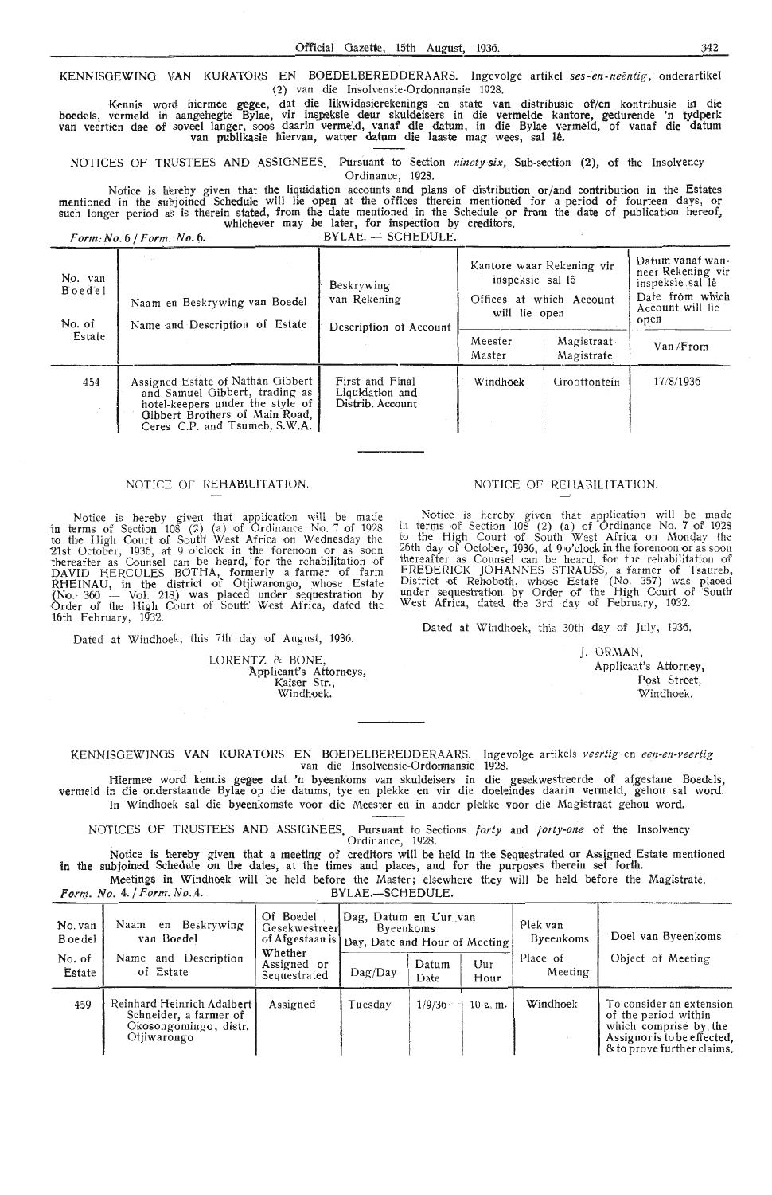KENNISGEWING VAN KURATORS EN BOEDELBEREDDERAARS. Ingevolge artikel *ses-en-neëntig*, onderartikel (2) van die Insolvensie-Ordonnansie 1928.

Kennis word hiermee gegee, dat die likwidasierekenings en state van distribusie of/en kontribusie in die boedels, vermeld in aangehegte Bylae, vir inspeksie deur skuldeisers in die vermelde kantore, gedurende 'n tydperk van veertien dae of soveel langer, soos daarin vermeld, vanaf die datum, in die Bylae vermeld, of vanaf die datum van publikasie hiervan, watter datum die laaste mag wees, sal lê.

NOTICES OF TRUSTEES AND ASSIGNEES. Pursuant to Section *ninety-six*, Sub-section (2), of the Insolvency Ordinance, 1928.

Notice is hereby given that the liquidation accounts and plans of distribution or/and contribution in the Estates mentioned in the subjoined Schedule will lie open at the offices therein mentioned for a period of fourteen days, or such longer period as is therein stated, from the date mentioned in the Schedule or from the date of publication hereof, whichever may be later, for inspection by creditors.

*Form. No.* 6 / *Form. No.* 6. BYLAE. — SCHEDULE.

| No. van Boedel / No. of Estate | Naam en Beskrywing van Boedel / Name and Description of Estate | Beskrywing van Rekening / Description of Account | Kantore waar Rekening vir inspeksie sal lê / Offices at which Account will lie open | | Datum vanaf wanneer Rekening vir inspeksie sal lê / Date from which Account will lie open |
|---|---|---|---|---|---|
| | | | Meester / Master | Magistraat / Magistrate | Van / From |
| 454 | Assigned Estate of Nathan Gibbert and Samuel Gibbert, trading as hotel-keepers under the style of Gibbert Brothers of Main Road, Ceres C.P. and Tsumeb, S.W.A. | First and Final Liquidation and Distrib. Account | Windhoek | Grootfontein | 17/8/1936 |

NOTICE OF REHABILITATION.

Notice is hereby given that application will be made in terms of Section 108 (2) (a) of Ordinance No. 7 of 1928 to the High Court of South West Africa on Wednesday the 21st October, 1936, at 9 o'clock in the forenoon or as soon thereafter as Counsel can be heard, for the rehabilitation of DAVID HERCULES BOTHA, formerly a farmer of farm RHEINAU, in the district of Otjiwarongo, whose Estate (No. 360 — Vol. 218) was placed under sequestration by Order of the High Court of South West Africa, dated the 16th February, 1932.

Dated at Windhoek, this 7th day of August, 1936.

LORENTZ & BONE,
Applicant's Attorneys,
Kaiser Str.,
Windhoek.

NOTICE OF REHABILITATION.

Notice is hereby given that application will be made in terms of Section 108 (2) (a) of Ordinance No. 7 of 1928 to the High Court of South West Africa on Monday the 26th day of October, 1936, at 9 o'clock in the forenoon or as soon thereafter as Counsel can be heard, for the rehabilitation of FREDERICK JOHANNES STRAUSS, a farmer of Tsaureb, District of Rehoboth, whose Estate (No. 357) was placed under sequestration by Order of the High Court of South West Africa, dated the 3rd day of February, 1932.

Dated at Windhoek, this 30th day of July, 1936.

J. ORMAN,
Applicant's Attorney,
Post Street,
Windhoek.

KENNISGEWINGS VAN KURATORS EN BOEDELBEREDDERAARS. Ingevolge artikels *veertig* en *een-en-veertig* van die Insolvensie-Ordonnansie 1928.

Hiermee word kennis gegee dat 'n byeenkoms van skuldeisers in die gesekwestreerde of afgestane Boedels, vermeld in die onderstaande Bylae op die datums, tye en plekke en vir die doeleindes daarin vermeld, gehou sal word. In Windhoek sal die byeenkomste voor die Meester en in ander plekke voor die Magistraat gehou word.

NOTICES OF TRUSTEES AND ASSIGNEES. Pursuant to Sections *forty* and *forty-one* of the Insolvency Ordinance, 1928.

Notice is hereby given that a meeting of creditors will be held in the Sequestrated or Assigned Estate mentioned in the subjoined Schedule on the dates, at the times and places, and for the purposes therein set forth.

Meetings in Windhoek will be held before the Master; elsewhere they will be held before the Magistrate.

*Form. No.* 4. / *Form. No.* 4. BYLAE.—SCHEDULE.

| No. van Boedel / No. of Estate | Naam en Beskrywing van Boedel / Name and Description of Estate | Of Boedel Gesekwestreer of Afgestaan is / Whether Assigned or Sequestrated | Dag, Datum en Uur van Byeenkoms / Day, Date and Hour of Meeting | | | Plek van Byeenkoms / Place of Meeting | Doel van Byeenkoms / Object of Meeting |
|---|---|---|---|---|---|---|---|
| | | | Dag/Day | Datum / Date | Uur / Hour | | |
| 459 | Reinhard Heinrich Adalbert Schneider, a farmer of Okosongomingo, distr. Otjiwarongo | Assigned | Tuesday | 1/9/36 | 10 a. m. | Windhoek | To consider an extension of the period within which comprise by the Assignor is to be effected, & to prove further claims. |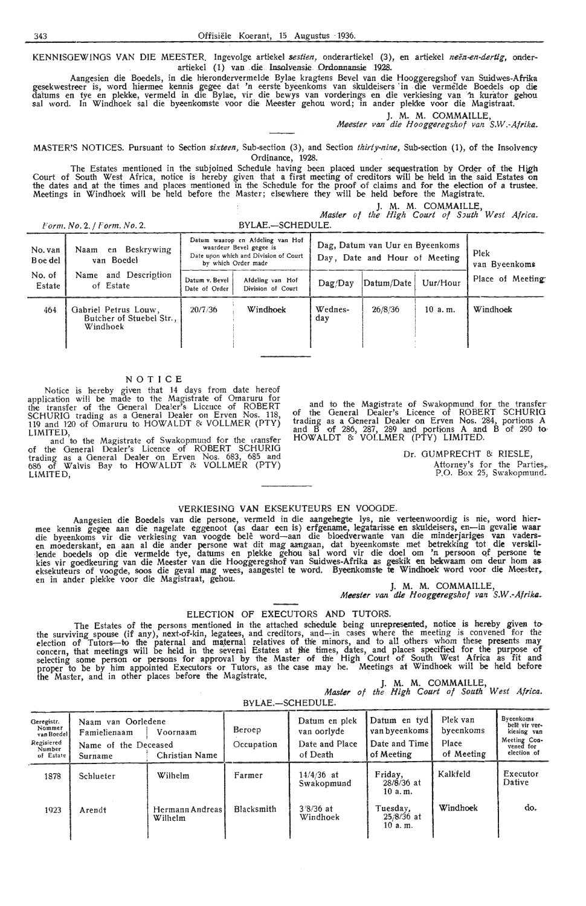KENNISGEWINGS VAN DIE MEESTER. Ingevolge artiekel *sestien*, onderartiekel (3), en artiekel *neën-en-dertig*, onderartiekel (1) van die Insolvensie Ordonnansie 1928.

Aangesien die Boedels, in die hierondervermelde Bylae kragtens Bevel van die Hooggeregshof van Suidwes-Afrika gesekwestreer is, word hiermee kennis gegee dat 'n eerste byeenkoms van skuldeisers in die vermelde Boedels op die datums en tye en plekke, vermeld in die Bylae, vir die bewys van vorderings en die verkiesing van 'n kurator gehou sal word. In Windhoek sal die byeenkomste voor die Meester gehou word; in ander plekke voor die Magistraat.

J. M. M. COMMAILLE,
*Meester van die Hooggeregshof van S.W.-Afrika.*

MASTER'S NOTICES. Pursuant to Section *sixteen*, Sub-section (3), and Section *thirty-nine*, Sub-section (1), of the Insolvency Ordinance, 1928.

The Estates mentioned in the subjoined Schedule having been placed under sequestration by Order of the High Court of South West Africa, notice is hereby given that a first meeting of creditors will be held in the said Estates on the dates and at the times and places mentioned in the Schedule for the proof of claims and for the election of a trustee. Meetings in Windhoek will be held before the Master; elsewhere they will be held before the Magistrate.

J. M. M. COMMAILLE,
*Master of the High Court of South West Africa.*

*Form. No. 2. / Form. No. 2.*

BYLAE.—SCHEDULE.

| No. van Boedel / No. of Estate | Naam en Beskrywing van Boedel / Name and Description of Estate | Datum waarop en Afdeling van Hof waardeur Bevel gegee is / Date upon which and Division of Court by which Order made | | Dag, Datum van Uur en Byeenkoms / Day, Date and Hour of Meeting | | | Plek van Byeenkoms / Place of Meeting |
|---|---|---|---|---|---|---|---|
| | | Datum v. Bevel / Date of Order | Afdeling van Hof / Division of Court | Dag/Day | Datum/Date | Uur/Hour | |
| 464 | Gabriel Petrus Louw, Butcher of Stuebel Str., Windhoek | 20/7/36 | Windhoek | Wednesday | 26/8/36 | 10 a. m. | Windhoek |

NOTICE

Notice is hereby given that 14 days from date hereof application will be made to the Magistrate of Omaruru for the transfer of the General Dealer's Licence of ROBERT SCHURIG trading as a General Dealer on Erven Nos. 118, 119 and 120 of Omaruru to HOWALDT & VOLLMER (PTY) LIMITED,

and to the Magistrate of Swakopmund for the transfer of the General Dealer's Licence of ROBERT SCHURIG trading as a General Dealer on Erven Nos. 683, 685 and 686 of Walvis Bay to HOWALDT & VOLLMER (PTY) LIMITED,

and to the Magistrate of Swakopmund for the transfer of the General Dealer's Licence of ROBERT SCHURIG trading as a General Dealer on Erven Nos. 284, portions A and B of 286, 287, 289 and portions A and B of 290 to HOWALDT & VOLLMER (PTY) LIMITED.

Dr. GUMPRECHT & RIESLE,
Attorney's for the Parties,
P.O. Box 25, Swakopmund.

VERKIESING VAN EKSEKUTEURS EN VOOGDE.

Aangesien die Boedels van die persone, vermeld in die aangehegte lys, nie verteenwoordig is nie, word hiermee kennis gegee aan die nagelate eggenoot (as daar een is) erfgename, legatarisse en skuldeisers, en—in gevalle waar die byeenkoms vir die verkiesing van voogde belê word—aan die bloedverwante van die minderjariges van vaders- en moederskant, en aan al die ander persone wat dit mag aangaan, dat byeenkomste met betrekking tot die verskillende boedels op die vermelde tye, datums en plekke gehou sal word vir die doel om 'n persoon of persone te kies vir goedkeuring van die Meester van die Hooggeregshof van Suidwes-Afrika as geskik en bekwaam om deur hom as eksekuteurs of voogde, soos die geval mag wees, aangestel te word. Byeenkomste te Windhoek word voor die Meester, en in ander plekke voor die Magistraat, gehou.

J. M. M. COMMAILLE,
*Meester van die Hooggeregshof van S.W.-Afrika.*

ELECTION OF EXECUTORS AND TUTORS.

The Estates of the persons mentioned in the attached schedule being unrepresented, notice is hereby given to the surviving spouse (if any), next-of-kin, legatees, and creditors, and—in cases where the meeting is convened for the election of Tutors—to the paternal and maternal relatives of the minors, and to all others whom these presents may concern, that meetings will be held in the several Estates at the times, dates, and places specified for the purpose of selecting some person or persons for approval by the Master of the High Court of South West Africa as fit and proper to be by him appointed Executors or Tutors, as the case may be. Meetings at Windhoek will be held before the Master, and in other places before the Magistrate.

J. M. M. COMMAILLE,
*Master of the High Court of South West Africa.*

BYLAE.—SCHEDULE.

| Geregistr. Nommer van Boedel / Registered Number of Estate | Naam van Oorledene / Name of the Deceased — Familienaam / Surname | Voornaam / Christian Name | Beroep / Occupation | Datum en plek van oorlyde / Date and Place of Death | Datum en tyd van byeenkoms / Date and Time of Meeting | Plek van byeenkoms / Place of Meeting | Byeenkoms belê vir verkiesing van / Meeting Convened for election of |
|---|---|---|---|---|---|---|---|
| 1878 | Schlueter | Wilhelm | Farmer | 14/4/36 at Swakopmund | Friday, 28/8/36 at 10 a. m. | Kalkfeld | Executor Dative |
| 1923 | Arendt | Hermann Andreas Wilhelm | Blacksmith | 3/8/36 at Windhoek | Tuesday, 25/8/36 at 10 a. m. | Windhoek | do. |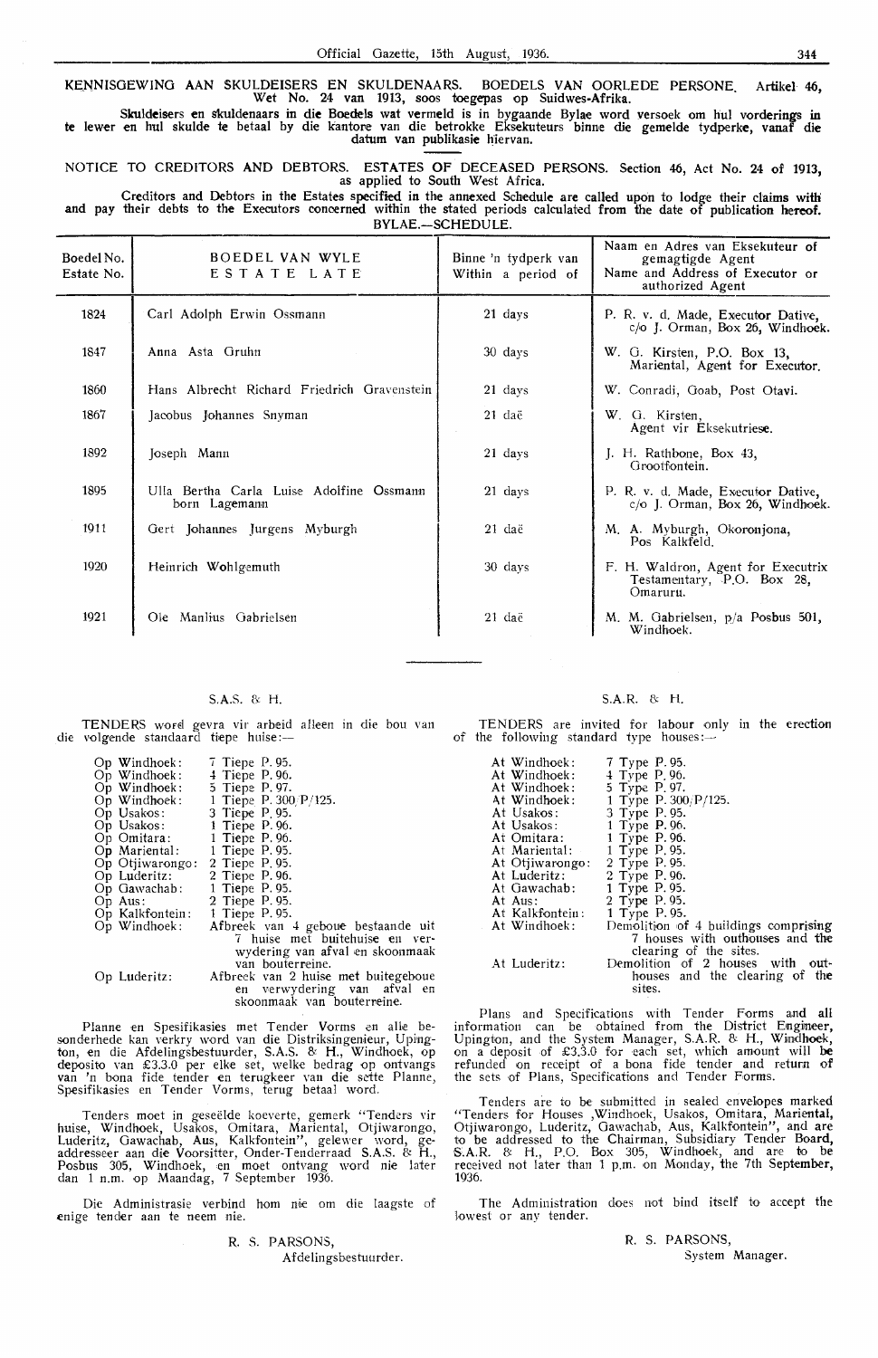KENNISGEWING AAN SKULDEISERS EN SKULDENAARS. BOEDELS VAN OORLEDE PERSONE. Artikel 46, Wet No. 24 van 1913, soos toegepas op Suidwes-Afrika.

Skuldeisers en skuldenaars in die Boedels wat vermeld is in bygaande Bylae word versoek om hul vorderings in te lewer en hul skulde te betaal by die kantore van die betrokke Eksekuteurs binne die gemelde tydperke, vanaf die datum van publikasie hiervan.

NOTICE TO CREDITORS AND DEBTORS. ESTATES OF DECEASED PERSONS. Section 46, Act No. 24 of 1913, as applied to South West Africa.

Creditors and Debtors in the Estates specified in the annexed Schedule are called upon to lodge their claims with and pay their debts to the Executors concerned within the stated periods calculated from the date of publication hereof.

BYLAE.—SCHEDULE.

| Boedel No. Estate No. | BOEDEL VAN WYLE ESTATE LATE | Binne 'n tydperk van Within a period of | Naam en Adres van Eksekuteur of gemagtigde Agent Name and Address of Executor or authorized Agent |
|---|---|---|---|
| 1824 | Carl Adolph Erwin Ossmann | 21 days | P. R. v. d. Made, Executor Dative, c/o J. Orman, Box 26, Windhoek. |
| 1847 | Anna Asta Gruhn | 30 days | W. G. Kirsten, P.O. Box 13, Mariental, Agent for Executor. |
| 1860 | Hans Albrecht Richard Friedrich Gravenstein | 21 days | W. Conradi, Goab, Post Otavi. |
| 1867 | Jacobus Johannes Snyman | 21 daë | W. G. Kirsten, Agent vir Eksekutriese. |
| 1892 | Joseph Mann | 21 days | J. H. Rathbone, Box 43, Grootfontein. |
| 1895 | Ulla Bertha Carla Luise Adolfine Ossmann born Lagemann | 21 days | P. R. v. d. Made, Executor Dative, c/o J. Orman, Box 26, Windhoek. |
| 1911 | Gert Johannes Jurgens Myburgh | 21 daë | M. A. Myburgh, Okoronjona, Pos Kalkfeld. |
| 1920 | Heinrich Wohlgemuth | 30 days | F. H. Waldron, Agent for Executrix Testamentary, P.O. Box 28, Omaruru. |
| 1921 | Ole Manlius Gabrielsen | 21 daë | M. M. Gabrielsen, p/a Posbus 501, Windhoek. |

S.A.S. & H.

TENDERS word gevra vir arbeid alleen in die bou van die volgende standaard tiepe huise:—

| | |
|---|---|
| Op Windhoek: | 7 Tiepe P. 95. |
| Op Windhoek: | 4 Tiepe P. 96. |
| Op Windhoek: | 5 Tiepe P. 97. |
| Op Windhoek: | 1 Tiepe P. 300/P/125. |
| Op Usakos: | 3 Tiepe P. 95. |
| Op Usakos: | 1 Tiepe P. 96. |
| Op Omitara: | 1 Tiepe P. 96. |
| Op Mariental: | 1 Tiepe P. 95. |
| Op Otjiwarongo: | 2 Tiepe P. 95. |
| Op Luderitz: | 2 Tiepe P. 96. |
| Op Gawachab: | 1 Tiepe P. 95. |
| Op Aus: | 2 Tiepe P. 95. |
| Op Kalkfontein: | 1 Tiepe P. 95. |
| Op Windhoek: | Afbreek van 4 geboue bestaande uit 7 huise met buitehuise en verwydering van afval en skoonmaak van bouterreine. |
| Op Luderitz: | Afbreek van 2 huise met buitegeboue en verwydering van afval en skoonmaak van bouterreine. |

Planne en Spesifikasies met Tender Vorms en alle besonderhede kan verkry word van die Distriksingenieur, Upington, en die Afdelingsbestuurder, S.A.S. & H., Windhoek, op deposito van £3.3.0 per elke set, welke bedrag op ontvangs van 'n bona fide tender en terugkeer van die sette Planne, Spesifikasies en Tender Vorms, terug betaal word.

Tenders moet in geseëlde koeverte, gemerk "Tenders vir huise, Windhoek, Usakos, Omitara, Mariental, Otjiwarongo, Luderitz, Gawachab, Aus, Kalkfontein", gelewer word, geaddresseer aan die Voorsitter, Onder-Tenderraad S.A.S. & H., Posbus 305, Windhoek, en moet ontvang word nie later dan 1 n.m. op Maandag, 7 September 1936.

Die Administrasie verbind hom nie om die laagste of enige tender aan te neem nie.

R. S. PARSONS,
Afdelingsbestuurder.

S.A.R. & H.

TENDERS are invited for labour only in the erection of the following standard type houses:—

| | |
|---|---|
| At Windhoek: | 7 Type P. 95. |
| At Windhoek: | 4 Type P. 96. |
| At Windhoek: | 5 Type P. 97. |
| At Windhoek: | 1 Type P. 300/P/125. |
| At Usakos: | 3 Type P. 95. |
| At Usakos: | 1 Type P. 96. |
| At Omitara: | 1 Type P. 96. |
| At Mariental: | 1 Type P. 95. |
| At Otjiwarongo: | 2 Type P. 95. |
| At Luderitz: | 2 Type P. 96. |
| At Gawachab: | 1 Type P. 95. |
| At Aus: | 2 Type P. 95. |
| At Kalkfontein: | 1 Type P. 95. |
| At Windhoek: | Demolition of 4 buildings comprising 7 houses with outhouses and the clearing of the sites. |
| At Luderitz: | Demolition of 2 houses with outhouses and the clearing of the sites. |

Plans and Specifications with Tender Forms and all information can be obtained from the District Engineer, Upington, and the System Manager, S.A.R. & H., Windhoek, on a deposit of £3.3.0 for each set, which amount will be refunded on receipt of a bona fide tender and return of the sets of Plans, Specifications and Tender Forms.

Tenders are to be submitted in sealed envelopes marked "Tenders for Houses ,Windhoek, Usakos, Omitara, Mariental, Otjiwarongo, Luderitz, Gawachab, Aus, Kalkfontein", and are to be addressed to the Chairman, Subsidiary Tender Board, S.A.R. & H., P.O. Box 305, Windhoek, and are to be received not later than 1 p.m. on Monday, the 7th September, 1936.

The Administration does not bind itself to accept the lowest or any tender.

R. S. PARSONS,
System Manager.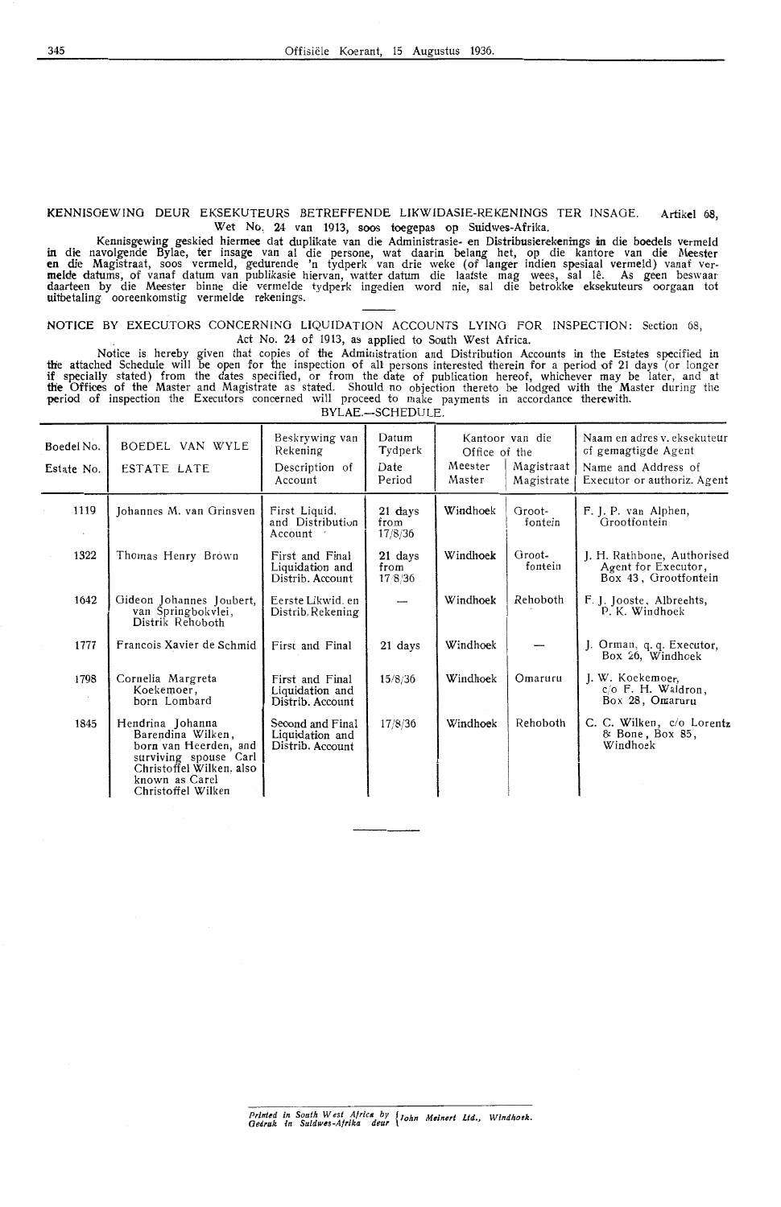KENNISGEWING DEUR EKSEKUTEURS BETREFFENDE LIKWIDASIE-REKENINGS TER INSAGE. Artikel 68, Wet No. 24 van 1913, soos toegepas op Suidwes-Afrika.

Kennisgewing geskied hiermee dat duplikate van die Administrasie- en Distribusierekenings in die boedels vermeld in die navolgende Bylae, ter insage van al die persone, wat daarin belang het, op die kantore van die Meester en die Magistraat, soos vermeld, gedurende 'n tydperk van drie weke (of langer indien spesiaal vermeld) vanaf vermelde datums, of vanaf datum van publikasie hiervan, watter datum die laatste mag wees, sal lê. As geen beswaar daarteen by die Meester binne die vermelde tydperk ingedien word nie, sal die betrokke eksekuteurs oorgaan tot uitbetaling ooreenkomstig vermelde rekenings.

NOTICE BY EXECUTORS CONCERNING LIQUIDATION ACCOUNTS LYING FOR INSPECTION: Section 68, Act No. 24 of 1913, as applied to South West Africa.

Notice is hereby given that copies of the Administration and Distribution Accounts in the Estates specified in the attached Schedule will be open for the inspection of all persons interested therein for a period of 21 days (or longer if specially stated) from the dates specified, or from the date of publication hereof, whichever may be later, and at the Offices of the Master and Magistrate as stated. Should no objection thereto be lodged with the Master during the period of inspection the Executors concerned will proceed to make payments in accordance therewith.

BYLAE.—SCHEDULE.

| Boedel No. / Estate No. | BOEDEL VAN WYLE / ESTATE LATE | Beskrywing van Rekening / Description of Account | Datum Tydperk / Date Period | Kantoor van die / Office of the — Meester / Master | Magistraat / Magistrate | Naam en adres v. eksekuteur of gemagtigde Agent / Name and Address of Executor or authoriz. Agent |
|---|---|---|---|---|---|---|
| 1119 | Johannes M. van Grinsven | First Liquid. and Distribution Account | 21 days from 17/8/36 | Windhoek | Grootfontein | F. J. P. van Alphen, Grootfontein |
| 1322 | Thomas Henry Brown | First and Final Liquidation and Distrib. Account | 21 days from 17/8/36 | Windhoek | Grootfontein | J. H. Rathbone, Authorised Agent for Executor, Box 43, Grootfontein |
| 1642 | Gideon Johannes Joubert, van Springbokvlei, Distrik Rehoboth | Eerste Likwid. en Distrib. Rekening | — | Windhoek | Rehoboth | F. J. Jooste, Albrechts, P. K. Windhoek |
| 1777 | Francois Xavier de Schmid | First and Final | 21 days | Windhoek | — | J. Orman, q. q. Executor, Box 26, Windhoek |
| 1798 | Cornelia Margreta Koekemoer, born Lombard | First and Final Liquidation and Distrib. Account | 15/8/36 | Windhoek | Omaruru | J. W. Koekemoer, c/o F. H. Waldron, Box 28, Omaruru |
| 1845 | Hendrina Johanna Barendina Wilken, born van Heerden, and surviving spouse Carl Christoffel Wilken, also known as Carel Christoffel Wilken | Second and Final Liquidation and Distrib. Account | 17/8/36 | Windhoek | Rehoboth | C. C. Wilken, c/o Lorentz & Bone, Box 85, Windhoek |

*Printed in South West Africa by / Gedruk in Suidwes-Afrika deur* John Meinert Ltd., Windhoek.